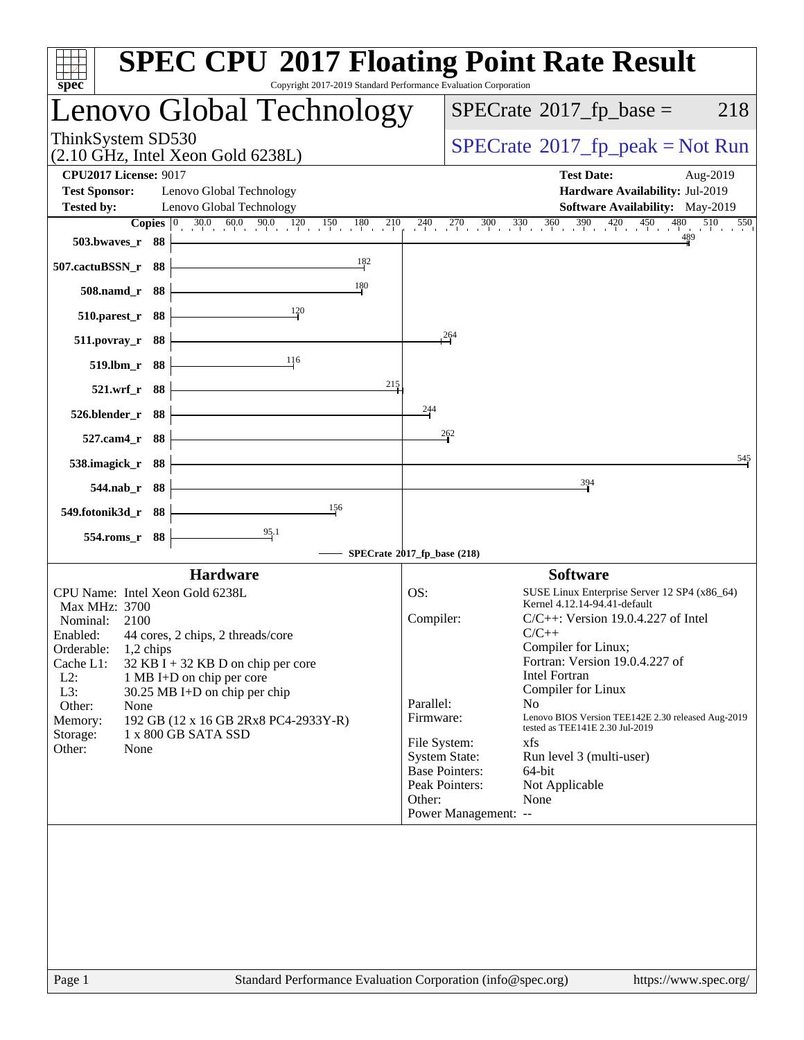# SPEC CPU 2017 Floating Point Rate Result

Copyright 2017-2019 Standard Performance Evaluation Corporation

## Lenovo Global Technology

ThinkSystem SD530
(2.10 GHz, Intel Xeon Gold 6238L)

SPECrate 2017_fp_base = 218

SPECrate 2017_fp_peak = Not Run

**CPU2017 License:** 9017
**Test Sponsor:** Lenovo Global Technology
**Tested by:** Lenovo Global Technology

**Test Date:** Aug-2019
**Hardware Availability:** Jul-2019
**Software Availability:** May-2019

| Benchmark | Copies | SPECrate 2017_fp_base |
|---|---|---|
| 503.bwaves_r | 88 | 489 |
| 507.cactuBSSN_r | 88 | 182 |
| 508.namd_r | 88 | 180 |
| 510.parest_r | 88 | 120 |
| 511.povray_r | 88 | 264 |
| 519.lbm_r | 88 | 116 |
| 521.wrf_r | 88 | 215 |
| 526.blender_r | 88 | 244 |
| 527.cam4_r | 88 | 262 |
| 538.imagick_r | 88 | 545 |
| 544.nab_r | 88 | 394 |
| 549.fotonik3d_r | 88 | 156 |
| 554.roms_r | 88 | 95.1 |

SPECrate 2017_fp_base (218)

### Hardware

- CPU Name: Intel Xeon Gold 6238L
- Max MHz: 3700
- Nominal: 2100
- Enabled: 44 cores, 2 chips, 2 threads/core
- Orderable: 1,2 chips
- Cache L1: 32 KB I + 32 KB D on chip per core
- L2: 1 MB I+D on chip per core
- L3: 30.25 MB I+D on chip per chip
- Other: None
- Memory: 192 GB (12 x 16 GB 2Rx8 PC4-2933Y-R)
- Storage: 1 x 800 GB SATA SSD
- Other: None

### Software

- OS: SUSE Linux Enterprise Server 12 SP4 (x86_64) Kernel 4.12.14-94.41-default
- Compiler: C/C++: Version 19.0.4.227 of Intel C/C++ Compiler for Linux; Fortran: Version 19.0.4.227 of Intel Fortran Compiler for Linux
- Parallel: No
- Firmware: Lenovo BIOS Version TEE142E 2.30 released Aug-2019 tested as TEE141E 2.30 Jul-2019
- File System: xfs
- System State: Run level 3 (multi-user)
- Base Pointers: 64-bit
- Peak Pointers: Not Applicable
- Other: None
- Power Management: --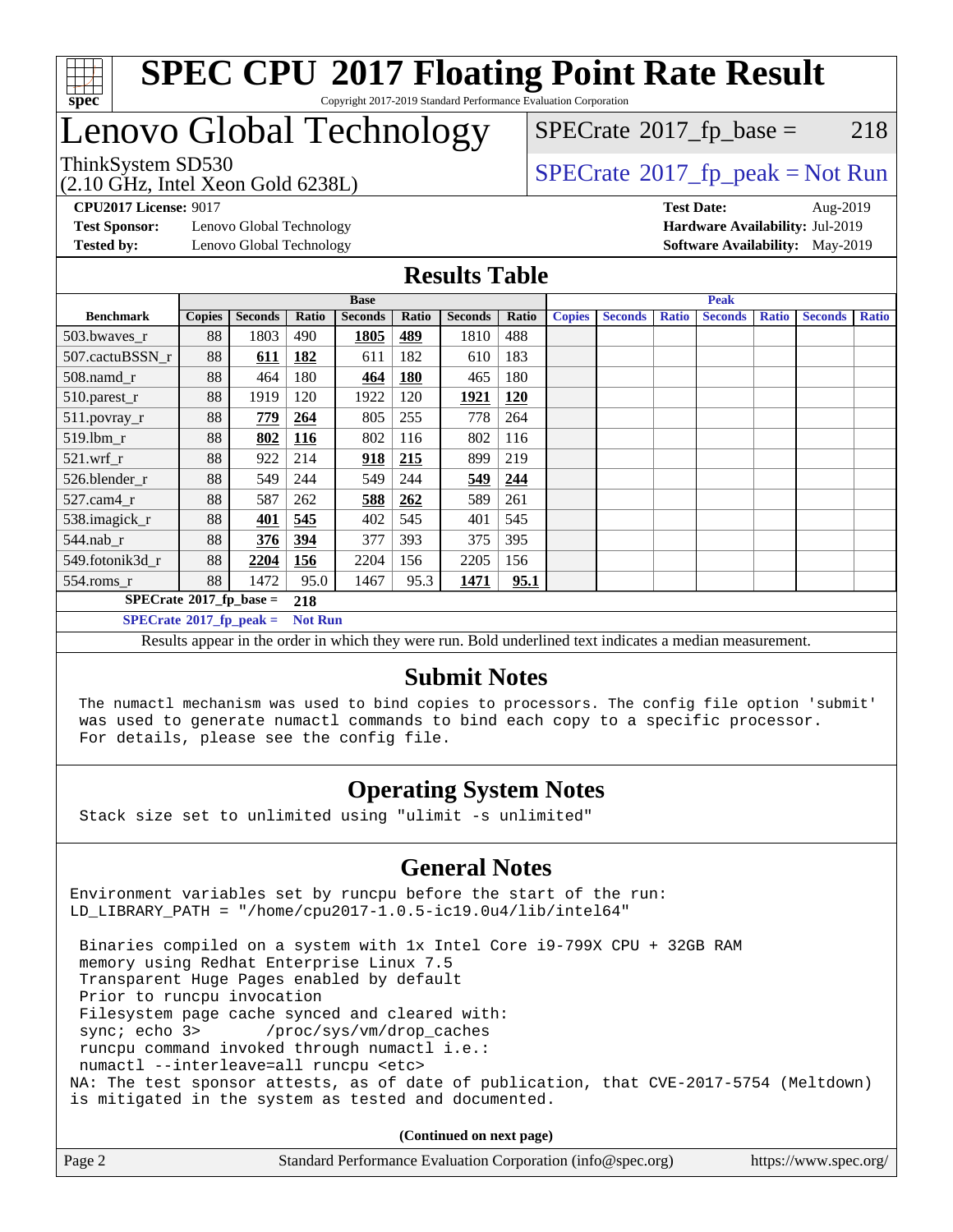# SPEC CPU 2017 Floating Point Rate Result

Copyright 2017-2019 Standard Performance Evaluation Corporation

## Lenovo Global Technology

ThinkSystem SD530
(2.10 GHz, Intel Xeon Gold 6238L)

SPECrate 2017_fp_base = 218

SPECrate 2017_fp_peak = Not Run

**CPU2017 License:** 9017
**Test Sponsor:** Lenovo Global Technology
**Tested by:** Lenovo Global Technology

**Test Date:** Aug-2019
**Hardware Availability:** Jul-2019
**Software Availability:** May-2019

## Results Table

| Benchmark | Base | | | | | | | Peak | | | | | | |
|---|---|---|---|---|---|---|---|---|---|---|---|---|---|---|
| | Copies | Seconds | Ratio | Seconds | Ratio | Seconds | Ratio | Copies | Seconds | Ratio | Seconds | Ratio | Seconds | Ratio |
| 503.bwaves_r | 88 | 1803 | 490 | **1805** | **489** | 1810 | 488 | | | | | | | |
| 507.cactuBSSN_r | 88 | **611** | **182** | 611 | 182 | 610 | 183 | | | | | | | |
| 508.namd_r | 88 | 464 | 180 | **464** | **180** | 465 | 180 | | | | | | | |
| 510.parest_r | 88 | 1919 | 120 | 1922 | 120 | **1921** | **120** | | | | | | | |
| 511.povray_r | 88 | **779** | **264** | 805 | 255 | 778 | 264 | | | | | | | |
| 519.lbm_r | 88 | **802** | **116** | 802 | 116 | 802 | 116 | | | | | | | |
| 521.wrf_r | 88 | 922 | 214 | **918** | **215** | 899 | 219 | | | | | | | |
| 526.blender_r | 88 | 549 | 244 | 549 | 244 | **549** | **244** | | | | | | | |
| 527.cam4_r | 88 | 587 | 262 | **588** | **262** | 589 | 261 | | | | | | | |
| 538.imagick_r | 88 | **401** | **545** | 402 | 545 | 401 | 545 | | | | | | | |
| 544.nab_r | 88 | **376** | **394** | 377 | 393 | 375 | 395 | | | | | | | |
| 549.fotonik3d_r | 88 | **2204** | **156** | 2204 | 156 | 2205 | 156 | | | | | | | |
| 554.roms_r | 88 | 1472 | 95.0 | 1467 | 95.3 | **1471** | **95.1** | | | | | | | |

**SPECrate 2017_fp_base = 218**

**SPECrate 2017_fp_peak = Not Run**

Results appear in the order in which they were run. Bold underlined text indicates a median measurement.

## Submit Notes

```
The numactl mechanism was used to bind copies to processors. The config file option 'submit'
was used to generate numactl commands to bind each copy to a specific processor.
For details, please see the config file.
```

## Operating System Notes

```
Stack size set to unlimited using "ulimit -s unlimited"
```

## General Notes

```
Environment variables set by runcpu before the start of the run:
LD_LIBRARY_PATH = "/home/cpu2017-1.0.5-ic19.0u4/lib/intel64"

 Binaries compiled on a system with 1x Intel Core i9-799X CPU + 32GB RAM
 memory using Redhat Enterprise Linux 7.5
 Transparent Huge Pages enabled by default
 Prior to runcpu invocation
 Filesystem page cache synced and cleared with:
 sync; echo 3>       /proc/sys/vm/drop_caches
 runcpu command invoked through numactl i.e.:
 numactl --interleave=all runcpu <etc>
NA: The test sponsor attests, as of date of publication, that CVE-2017-5754 (Meltdown)
is mitigated in the system as tested and documented.
```

**(Continued on next page)**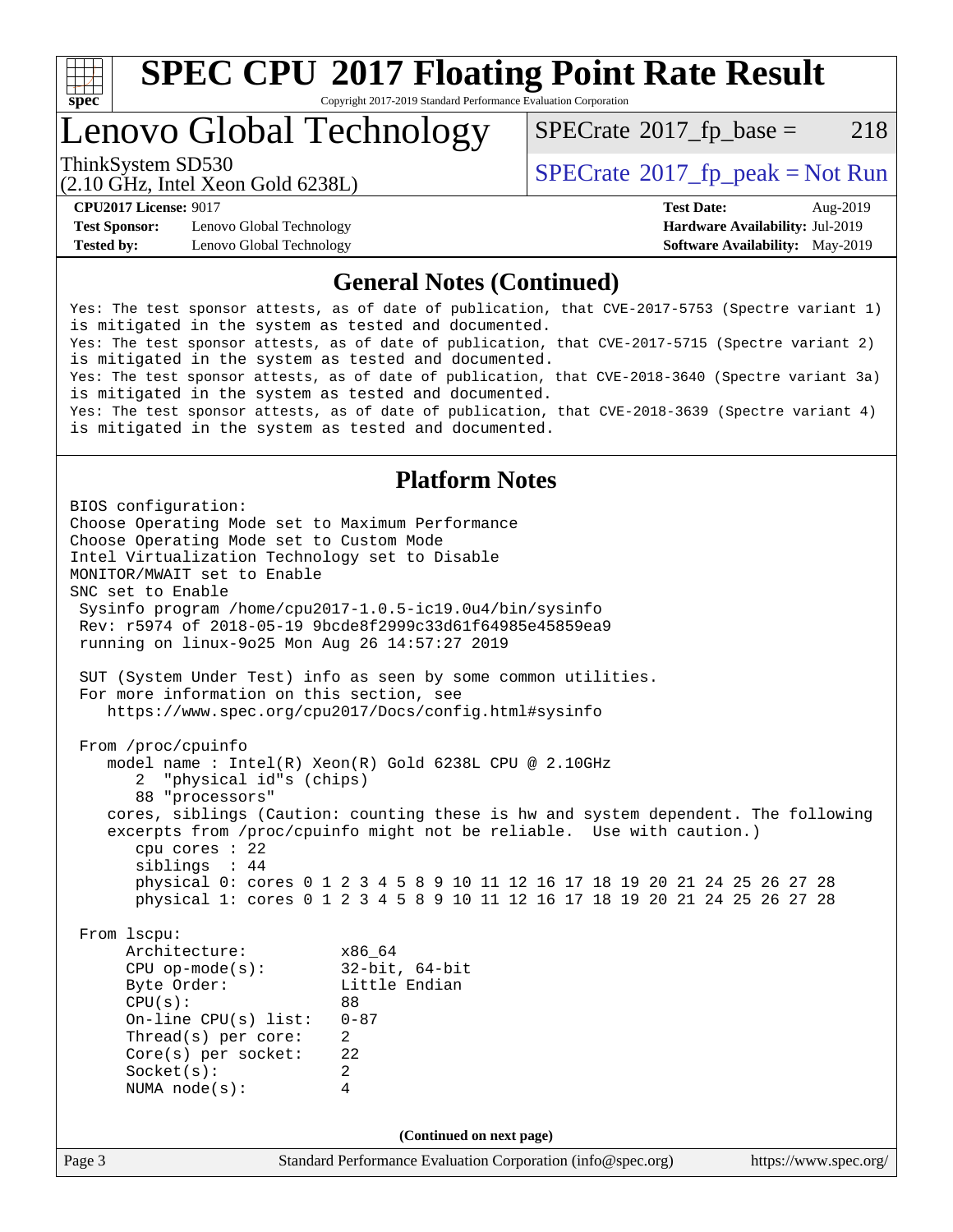## General Notes (Continued)

```
Yes: The test sponsor attests, as of date of publication, that CVE-2017-5753 (Spectre variant 1)
is mitigated in the system as tested and documented.
Yes: The test sponsor attests, as of date of publication, that CVE-2017-5715 (Spectre variant 2)
is mitigated in the system as tested and documented.
Yes: The test sponsor attests, as of date of publication, that CVE-2018-3640 (Spectre variant 3a)
is mitigated in the system as tested and documented.
Yes: The test sponsor attests, as of date of publication, that CVE-2018-3639 (Spectre variant 4)
is mitigated in the system as tested and documented.
```

## Platform Notes

```
BIOS configuration:
Choose Operating Mode set to Maximum Performance
Choose Operating Mode set to Custom Mode
Intel Virtualization Technology set to Disable
MONITOR/MWAIT set to Enable
SNC set to Enable
 Sysinfo program /home/cpu2017-1.0.5-ic19.0u4/bin/sysinfo
 Rev: r5974 of 2018-05-19 9bcde8f2999c33d61f64985e45859ea9
 running on linux-9o25 Mon Aug 26 14:57:27 2019

 SUT (System Under Test) info as seen by some common utilities.
 For more information on this section, see
    https://www.spec.org/cpu2017/Docs/config.html#sysinfo

 From /proc/cpuinfo
    model name : Intel(R) Xeon(R) Gold 6238L CPU @ 2.10GHz
       2  "physical id"s (chips)
       88 "processors"
    cores, siblings (Caution: counting these is hw and system dependent. The following
    excerpts from /proc/cpuinfo might not be reliable.  Use with caution.)
       cpu cores : 22
       siblings  : 44
       physical 0: cores 0 1 2 3 4 5 8 9 10 11 12 16 17 18 19 20 21 24 25 26 27 28
       physical 1: cores 0 1 2 3 4 5 8 9 10 11 12 16 17 18 19 20 21 24 25 26 27 28

 From lscpu:
      Architecture:          x86_64
      CPU op-mode(s):        32-bit, 64-bit
      Byte Order:            Little Endian
      CPU(s):                88
      On-line CPU(s) list:   0-87
      Thread(s) per core:    2
      Core(s) per socket:    22
      Socket(s):             2
      NUMA node(s):          4
```

(Continued on next page)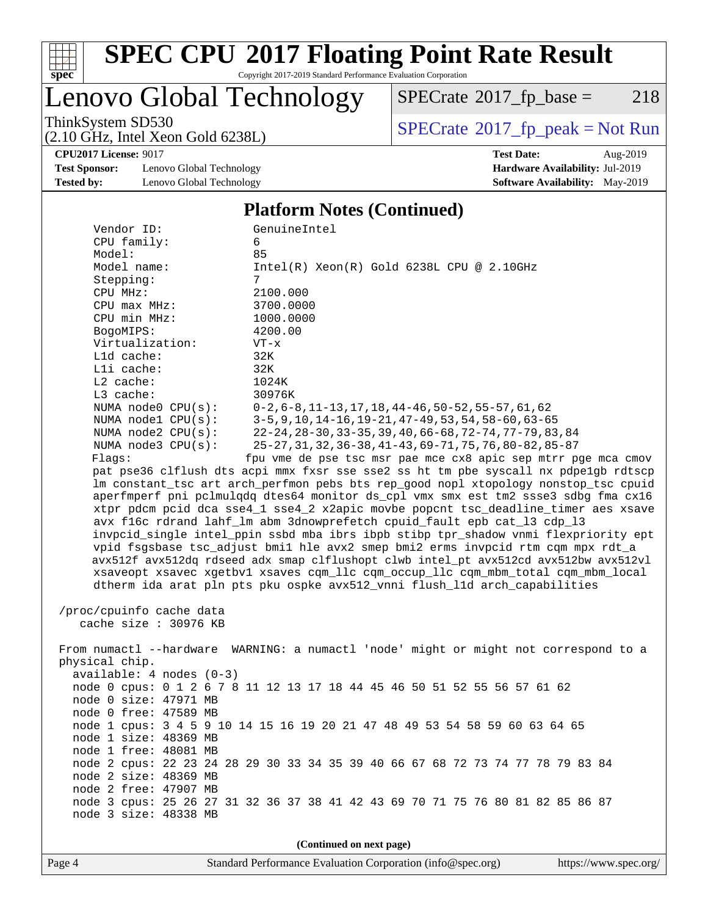# SPEC CPU 2017 Floating Point Rate Result

Copyright 2017-2019 Standard Performance Evaluation Corporation

## Lenovo Global Technology

ThinkSystem SD530
(2.10 GHz, Intel Xeon Gold 6238L)

SPECrate 2017_fp_base = 218

SPECrate 2017_fp_peak = Not Run

**CPU2017 License:** 9017
**Test Sponsor:** Lenovo Global Technology
**Tested by:** Lenovo Global Technology

**Test Date:** Aug-2019
**Hardware Availability:** Jul-2019
**Software Availability:** May-2019

### Platform Notes (Continued)

```
     Vendor ID:             GenuineIntel
     CPU family:            6
     Model:                 85
     Model name:            Intel(R) Xeon(R) Gold 6238L CPU @ 2.10GHz
     Stepping:              7
     CPU MHz:               2100.000
     CPU max MHz:           3700.0000
     CPU min MHz:           1000.0000
     BogoMIPS:              4200.00
     Virtualization:        VT-x
     L1d cache:             32K
     L1i cache:             32K
     L2 cache:              1024K
     L3 cache:              30976K
     NUMA node0 CPU(s):     0-2,6-8,11-13,17,18,44-46,50-52,55-57,61,62
     NUMA node1 CPU(s):     3-5,9,10,14-16,19-21,47-49,53,54,58-60,63-65
     NUMA node2 CPU(s):     22-24,28-30,33-35,39,40,66-68,72-74,77-79,83,84
     NUMA node3 CPU(s):     25-27,31,32,36-38,41-43,69-71,75,76,80-82,85-87
     Flags:                 fpu vme de pse tsc msr pae mce cx8 apic sep mtrr pge mca cmov
     pat pse36 clflush dts acpi mmx fxsr sse sse2 ss ht tm pbe syscall nx pdpe1gb rdtscp
     lm constant_tsc art arch_perfmon pebs bts rep_good nopl xtopology nonstop_tsc cpuid
     aperfmperf pni pclmulqdq dtes64 monitor ds_cpl vmx smx est tm2 ssse3 sdbg fma cx16
     xtpr pdcm pcid dca sse4_1 sse4_2 x2apic movbe popcnt tsc_deadline_timer aes xsave
     avx f16c rdrand lahf_lm abm 3dnowprefetch cpuid_fault epb cat_l3 cdp_l3
     invpcid_single intel_ppin ssbd mba ibrs ibpb stibp tpr_shadow vnmi flexpriority ept
     vpid fsgsbase tsc_adjust bmi1 hle avx2 smep bmi2 erms invpcid rtm cqm mpx rdt_a
     avx512f avx512dq rdseed adx smap clflushopt clwb intel_pt avx512cd avx512bw avx512vl
     xsaveopt xsavec xgetbv1 xsaves cqm_llc cqm_occup_llc cqm_mbm_total cqm_mbm_local
     dtherm ida arat pln pts pku ospke avx512_vnni flush_l1d arch_capabilities

 /proc/cpuinfo cache data
    cache size : 30976 KB

 From numactl --hardware  WARNING: a numactl 'node' might or might not correspond to a
 physical chip.
   available: 4 nodes (0-3)
   node 0 cpus: 0 1 2 6 7 8 11 12 13 17 18 44 45 46 50 51 52 55 56 57 61 62
   node 0 size: 47971 MB
   node 0 free: 47589 MB
   node 1 cpus: 3 4 5 9 10 14 15 16 19 20 21 47 48 49 53 54 58 59 60 63 64 65
   node 1 size: 48369 MB
   node 1 free: 48081 MB
   node 2 cpus: 22 23 24 28 29 30 33 34 35 39 40 66 67 68 72 73 74 77 78 79 83 84
   node 2 size: 48369 MB
   node 2 free: 47907 MB
   node 3 cpus: 25 26 27 31 32 36 37 38 41 42 43 69 70 71 75 76 80 81 82 85 86 87
   node 3 size: 48338 MB
```

(Continued on next page)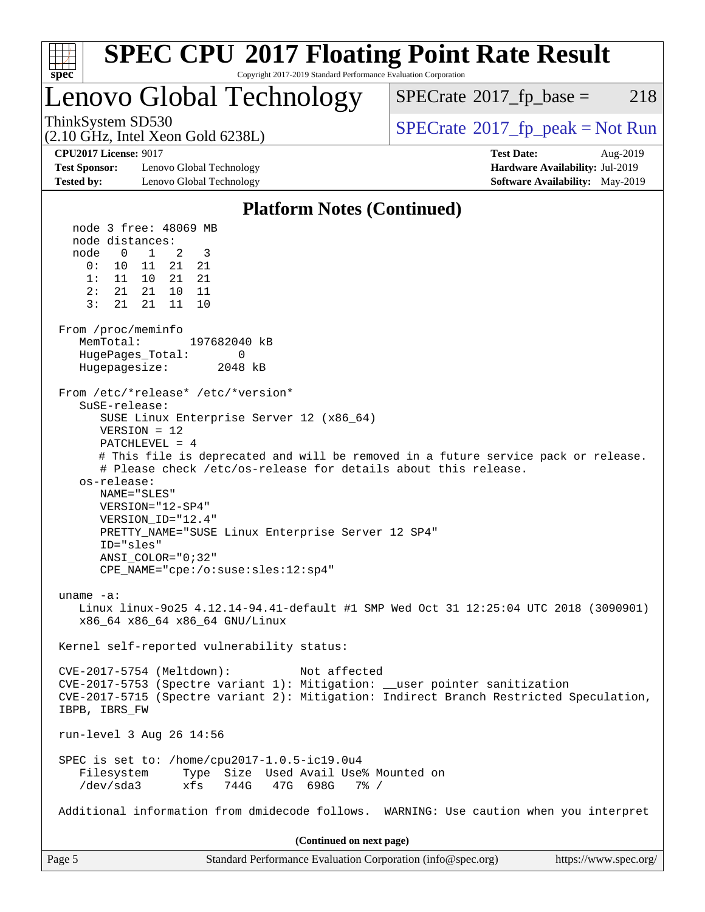# SPEC CPU 2017 Floating Point Rate Result

Copyright 2017-2019 Standard Performance Evaluation Corporation

## Lenovo Global Technology

ThinkSystem SD530
(2.10 GHz, Intel Xeon Gold 6238L)

SPECrate 2017_fp_base = 218

SPECrate 2017_fp_peak = Not Run

**CPU2017 License:** 9017
**Test Sponsor:** Lenovo Global Technology
**Tested by:** Lenovo Global Technology

**Test Date:** Aug-2019
**Hardware Availability:** Jul-2019
**Software Availability:** May-2019

### Platform Notes (Continued)

```
    node 3 free: 48069 MB
    node distances:
    node   0   1   2   3
      0:  10  11  21  21
      1:  11  10  21  21
      2:  21  21  10  11
      3:  21  21  11  10

  From /proc/meminfo
     MemTotal:       197682040 kB
     HugePages_Total:       0
     Hugepagesize:       2048 kB

  From /etc/*release* /etc/*version*
     SuSE-release:
        SUSE Linux Enterprise Server 12 (x86_64)
        VERSION = 12
        PATCHLEVEL = 4
        # This file is deprecated and will be removed in a future service pack or release.
        # Please check /etc/os-release for details about this release.
     os-release:
        NAME="SLES"
        VERSION="12-SP4"
        VERSION_ID="12.4"
        PRETTY_NAME="SUSE Linux Enterprise Server 12 SP4"
        ID="sles"
        ANSI_COLOR="0;32"
        CPE_NAME="cpe:/o:suse:sles:12:sp4"

  uname -a:
     Linux linux-9o25 4.12.14-94.41-default #1 SMP Wed Oct 31 12:25:04 UTC 2018 (3090901)
     x86_64 x86_64 x86_64 GNU/Linux

  Kernel self-reported vulnerability status:

  CVE-2017-5754 (Meltdown):          Not affected
  CVE-2017-5753 (Spectre variant 1): Mitigation: __user pointer sanitization
  CVE-2017-5715 (Spectre variant 2): Mitigation: Indirect Branch Restricted Speculation,
  IBPB, IBRS_FW

  run-level 3 Aug 26 14:56

  SPEC is set to: /home/cpu2017-1.0.5-ic19.0u4
     Filesystem     Type  Size  Used Avail Use% Mounted on
     /dev/sda3      xfs   744G   47G  698G   7% /

  Additional information from dmidecode follows.  WARNING: Use caution when you interpret
```

(Continued on next page)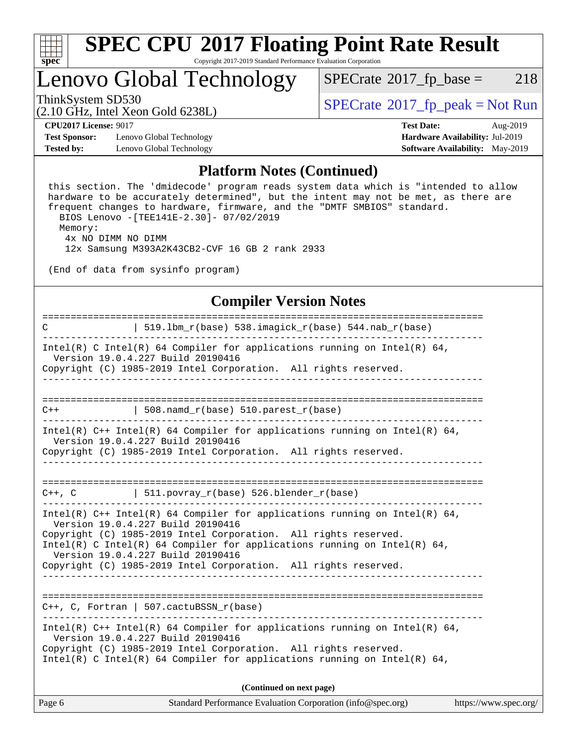## Platform Notes (Continued)

```
 this section. The 'dmidecode' program reads system data which is "intended to allow
 hardware to be accurately determined", but the intent may not be met, as there are
 frequent changes to hardware, firmware, and the "DMTF SMBIOS" standard.
   BIOS Lenovo -[TEE141E-2.30]- 07/02/2019
   Memory:
     4x NO DIMM NO DIMM
     12x Samsung M393A2K43CB2-CVF 16 GB 2 rank 2933

 (End of data from sysinfo program)
```

## Compiler Version Notes

```
==============================================================================
C               | 519.lbm_r(base) 538.imagick_r(base) 544.nab_r(base)
------------------------------------------------------------------------------
Intel(R) C Intel(R) 64 Compiler for applications running on Intel(R) 64,
  Version 19.0.4.227 Build 20190416
Copyright (C) 1985-2019 Intel Corporation.  All rights reserved.
------------------------------------------------------------------------------

==============================================================================
C++             | 508.namd_r(base) 510.parest_r(base)
------------------------------------------------------------------------------
Intel(R) C++ Intel(R) 64 Compiler for applications running on Intel(R) 64,
  Version 19.0.4.227 Build 20190416
Copyright (C) 1985-2019 Intel Corporation.  All rights reserved.
------------------------------------------------------------------------------

==============================================================================
C++, C          | 511.povray_r(base) 526.blender_r(base)
------------------------------------------------------------------------------
Intel(R) C++ Intel(R) 64 Compiler for applications running on Intel(R) 64,
  Version 19.0.4.227 Build 20190416
Copyright (C) 1985-2019 Intel Corporation.  All rights reserved.
Intel(R) C Intel(R) 64 Compiler for applications running on Intel(R) 64,
  Version 19.0.4.227 Build 20190416
Copyright (C) 1985-2019 Intel Corporation.  All rights reserved.
------------------------------------------------------------------------------

==============================================================================
C++, C, Fortran | 507.cactuBSSN_r(base)
------------------------------------------------------------------------------
Intel(R) C++ Intel(R) 64 Compiler for applications running on Intel(R) 64,
  Version 19.0.4.227 Build 20190416
Copyright (C) 1985-2019 Intel Corporation.  All rights reserved.
Intel(R) C Intel(R) 64 Compiler for applications running on Intel(R) 64,
```

(Continued on next page)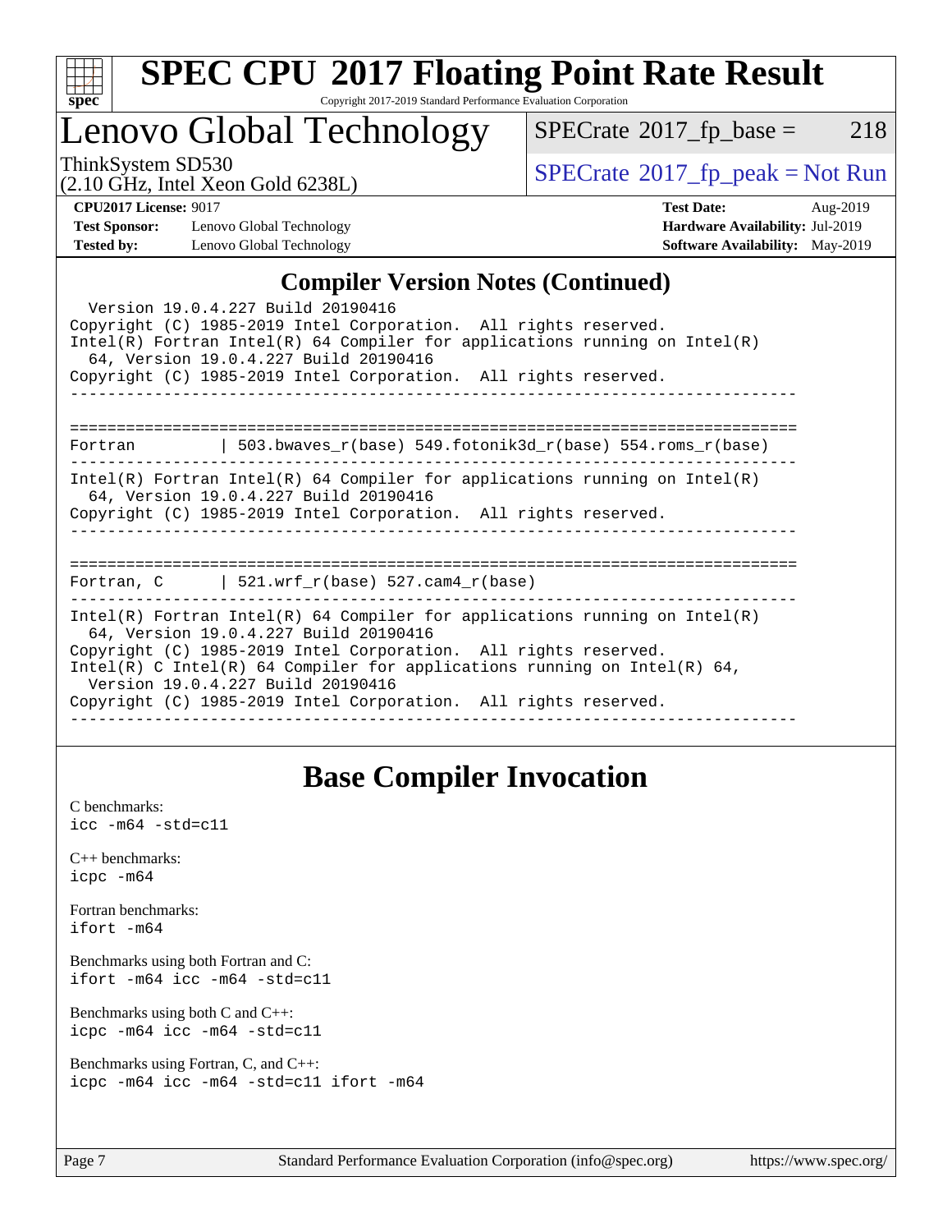# SPEC CPU 2017 Floating Point Rate Result

Copyright 2017-2019 Standard Performance Evaluation Corporation

## Lenovo Global Technology

ThinkSystem SD530
(2.10 GHz, Intel Xeon Gold 6238L)

SPECrate 2017_fp_base = 218

SPECrate 2017_fp_peak = Not Run

**CPU2017 License:** 9017
**Test Sponsor:** Lenovo Global Technology
**Tested by:** Lenovo Global Technology

**Test Date:** Aug-2019
**Hardware Availability:** Jul-2019
**Software Availability:** May-2019

## Compiler Version Notes (Continued)

```
  Version 19.0.4.227 Build 20190416
Copyright (C) 1985-2019 Intel Corporation.  All rights reserved.
Intel(R) Fortran Intel(R) 64 Compiler for applications running on Intel(R)
  64, Version 19.0.4.227 Build 20190416
Copyright (C) 1985-2019 Intel Corporation.  All rights reserved.
------------------------------------------------------------------------------

==============================================================================
Fortran         | 503.bwaves_r(base) 549.fotonik3d_r(base) 554.roms_r(base)
------------------------------------------------------------------------------
Intel(R) Fortran Intel(R) 64 Compiler for applications running on Intel(R)
  64, Version 19.0.4.227 Build 20190416
Copyright (C) 1985-2019 Intel Corporation.  All rights reserved.
------------------------------------------------------------------------------

==============================================================================
Fortran, C      | 521.wrf_r(base) 527.cam4_r(base)
------------------------------------------------------------------------------
Intel(R) Fortran Intel(R) 64 Compiler for applications running on Intel(R)
  64, Version 19.0.4.227 Build 20190416
Copyright (C) 1985-2019 Intel Corporation.  All rights reserved.
Intel(R) C Intel(R) 64 Compiler for applications running on Intel(R) 64,
  Version 19.0.4.227 Build 20190416
Copyright (C) 1985-2019 Intel Corporation.  All rights reserved.
------------------------------------------------------------------------------
```

## Base Compiler Invocation

C benchmarks:
`icc -m64 -std=c11`

C++ benchmarks:
`icpc -m64`

Fortran benchmarks:
`ifort -m64`

Benchmarks using both Fortran and C:
`ifort -m64 icc -m64 -std=c11`

Benchmarks using both C and C++:
`icpc -m64 icc -m64 -std=c11`

Benchmarks using Fortran, C, and C++:
`icpc -m64 icc -m64 -std=c11 ifort -m64`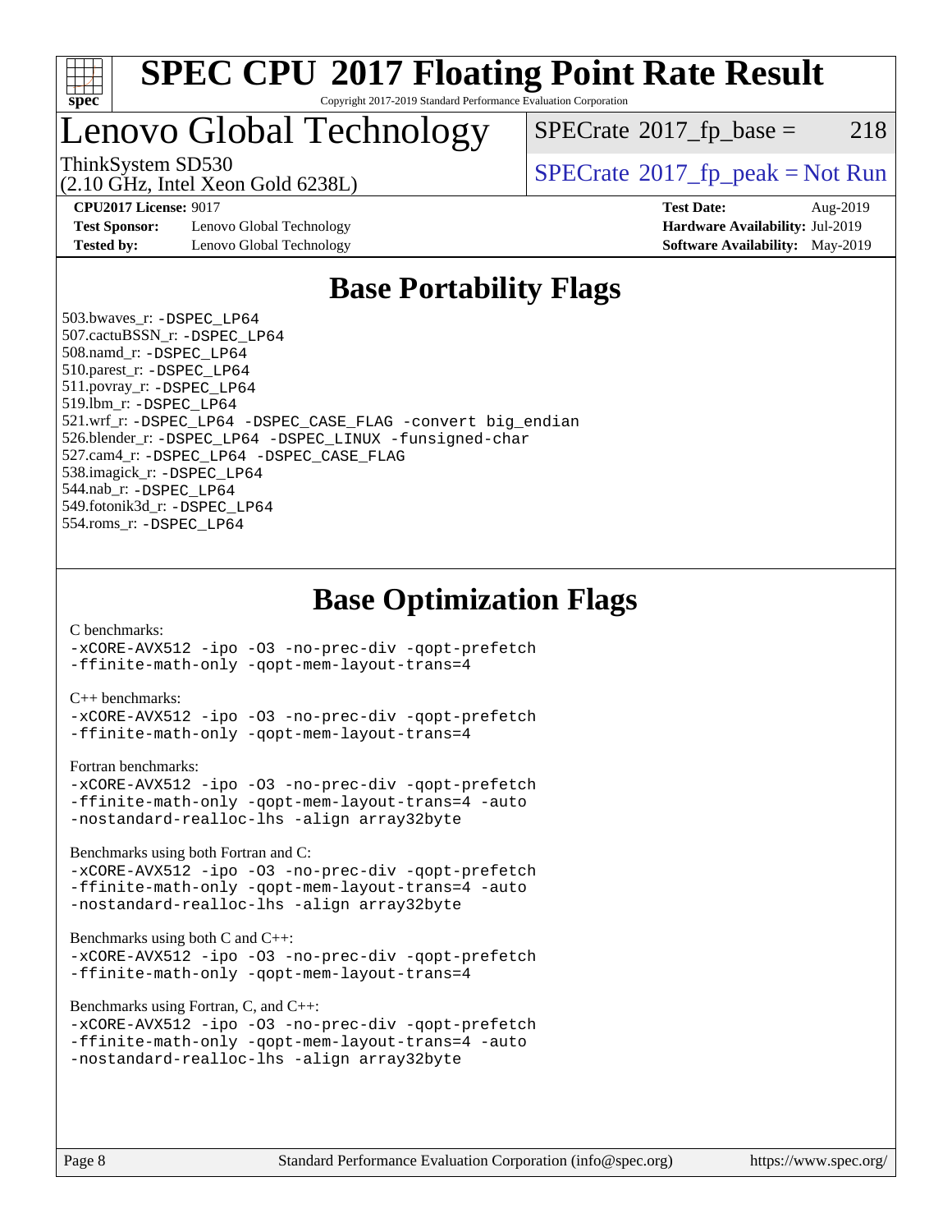# SPEC CPU 2017 Floating Point Rate Result

Copyright 2017-2019 Standard Performance Evaluation Corporation

## Lenovo Global Technology

ThinkSystem SD530
(2.10 GHz, Intel Xeon Gold 6238L)

SPECrate 2017_fp_base = 218

SPECrate 2017_fp_peak = Not Run

**CPU2017 License:** 9017
**Test Sponsor:** Lenovo Global Technology
**Tested by:** Lenovo Global Technology

**Test Date:** Aug-2019
**Hardware Availability:** Jul-2019
**Software Availability:** May-2019

## Base Portability Flags

503.bwaves_r: -DSPEC_LP64
507.cactuBSSN_r: -DSPEC_LP64
508.namd_r: -DSPEC_LP64
510.parest_r: -DSPEC_LP64
511.povray_r: -DSPEC_LP64
519.lbm_r: -DSPEC_LP64
521.wrf_r: -DSPEC_LP64 -DSPEC_CASE_FLAG -convert big_endian
526.blender_r: -DSPEC_LP64 -DSPEC_LINUX -funsigned-char
527.cam4_r: -DSPEC_LP64 -DSPEC_CASE_FLAG
538.imagick_r: -DSPEC_LP64
544.nab_r: -DSPEC_LP64
549.fotonik3d_r: -DSPEC_LP64
554.roms_r: -DSPEC_LP64

## Base Optimization Flags

C benchmarks:
-xCORE-AVX512 -ipo -O3 -no-prec-div -qopt-prefetch
-ffinite-math-only -qopt-mem-layout-trans=4

C++ benchmarks:
-xCORE-AVX512 -ipo -O3 -no-prec-div -qopt-prefetch
-ffinite-math-only -qopt-mem-layout-trans=4

Fortran benchmarks:
-xCORE-AVX512 -ipo -O3 -no-prec-div -qopt-prefetch
-ffinite-math-only -qopt-mem-layout-trans=4 -auto
-nostandard-realloc-lhs -align array32byte

Benchmarks using both Fortran and C:
-xCORE-AVX512 -ipo -O3 -no-prec-div -qopt-prefetch
-ffinite-math-only -qopt-mem-layout-trans=4 -auto
-nostandard-realloc-lhs -align array32byte

Benchmarks using both C and C++:
-xCORE-AVX512 -ipo -O3 -no-prec-div -qopt-prefetch
-ffinite-math-only -qopt-mem-layout-trans=4

Benchmarks using Fortran, C, and C++:
-xCORE-AVX512 -ipo -O3 -no-prec-div -qopt-prefetch
-ffinite-math-only -qopt-mem-layout-trans=4 -auto
-nostandard-realloc-lhs -align array32byte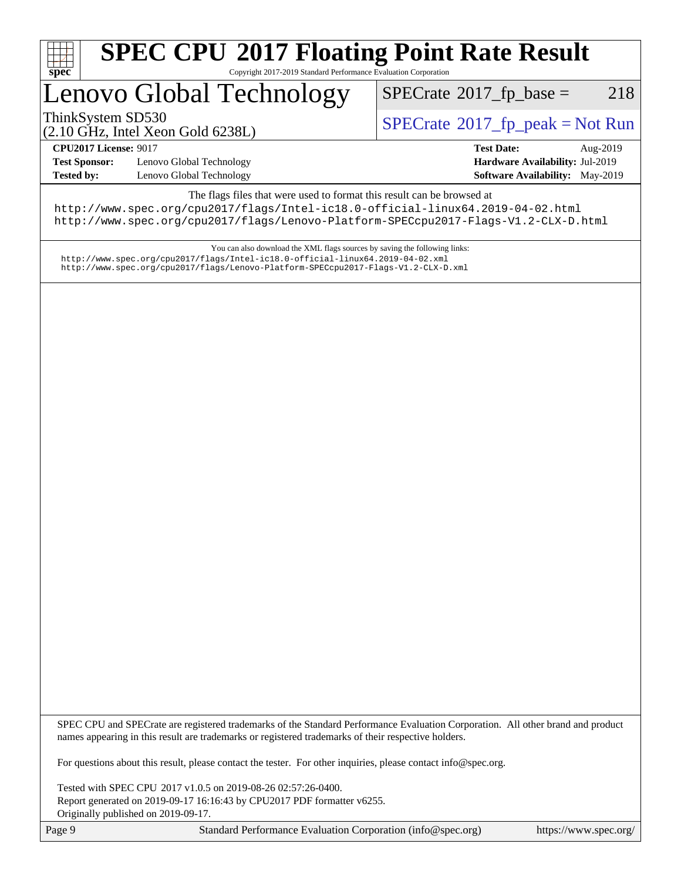The flags files that were used to format this result can be browsed at

http://www.spec.org/cpu2017/flags/Intel-ic18.0-official-linux64.2019-04-02.html
http://www.spec.org/cpu2017/flags/Lenovo-Platform-SPECcpu2017-Flags-V1.2-CLX-D.html

You can also download the XML flags sources by saving the following links:

http://www.spec.org/cpu2017/flags/Intel-ic18.0-official-linux64.2019-04-02.xml
http://www.spec.org/cpu2017/flags/Lenovo-Platform-SPECcpu2017-Flags-V1.2-CLX-D.xml

SPEC CPU and SPECrate are registered trademarks of the Standard Performance Evaluation Corporation. All other brand and product names appearing in this result are trademarks or registered trademarks of their respective holders.

For questions about this result, please contact the tester. For other inquiries, please contact info@spec.org.

Tested with SPEC CPU 2017 v1.0.5 on 2019-08-26 02:57:26-0400.
Report generated on 2019-09-17 16:16:43 by CPU2017 PDF formatter v6255.
Originally published on 2019-09-17.